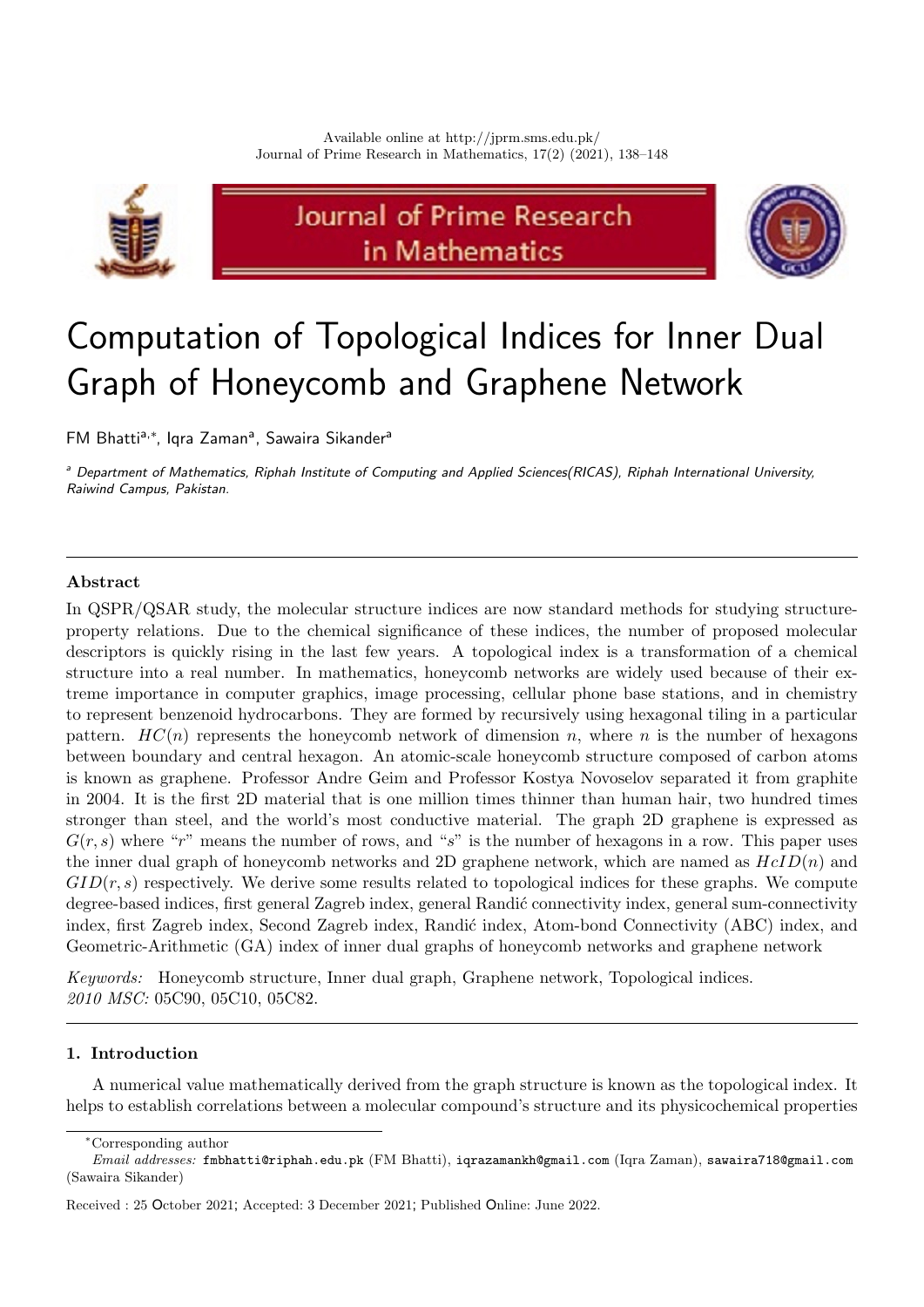Available online at http://jprm.sms.edu.pk/
Journal of Prime Research in Mathematics, 17(2) (2021), 138–148

# Computation of Topological Indices for Inner Dual Graph of Honeycomb and Graphene Network

FM Bhatti[a,*], Iqra Zaman[a], Sawaira Sikander[a]

[a] *Department of Mathematics, Riphah Institute of Computing and Applied Sciences(RICAS), Riphah International University, Raiwind Campus, Pakistan.*

---

**Abstract**

In QSPR/QSAR study, the molecular structure indices are now standard methods for studying structure-property relations. Due to the chemical significance of these indices, the number of proposed molecular descriptors is quickly rising in the last few years. A topological index is a transformation of a chemical structure into a real number. In mathematics, honeycomb networks are widely used because of their extreme importance in computer graphics, image processing, cellular phone base stations, and in chemistry to represent benzenoid hydrocarbons. They are formed by recursively using hexagonal tiling in a particular pattern. $HC(n)$ represents the honeycomb network of dimension $n$, where $n$ is the number of hexagons between boundary and central hexagon. An atomic-scale honeycomb structure composed of carbon atoms is known as graphene. Professor Andre Geim and Professor Kostya Novoselov separated it from graphite in 2004. It is the first 2D material that is one million times thinner than human hair, two hundred times stronger than steel, and the world's most conductive material. The graph 2D graphene is expressed as $G(r, s)$ where "$r$" means the number of rows, and "$s$" is the number of hexagons in a row. This paper uses the inner dual graph of honeycomb networks and 2D graphene network, which are named as $HcID(n)$ and $GID(r, s)$ respectively. We derive some results related to topological indices for these graphs. We compute degree-based indices, first general Zagreb index, general Randić connectivity index, general sum-connectivity index, first Zagreb index, Second Zagreb index, Randić index, Atom-bond Connectivity (ABC) index, and Geometric-Arithmetic (GA) index of inner dual graphs of honeycomb networks and graphene network

*Keywords:* Honeycomb structure, Inner dual graph, Graphene network, Topological indices.
*2010 MSC:* 05C90, 05C10, 05C82.

---

## 1. Introduction

A numerical value mathematically derived from the graph structure is known as the topological index. It helps to establish correlations between a molecular compound's structure and its physicochemical properties

---

*Corresponding author
*Email addresses:* fmbhatti@riphah.edu.pk (FM Bhatti), iqrazamankh@gmail.com (Iqra Zaman), sawaira718@gmail.com (Sawaira Sikander)

Received : 25 October 2021; Accepted: 3 December 2021; Published Online: June 2022.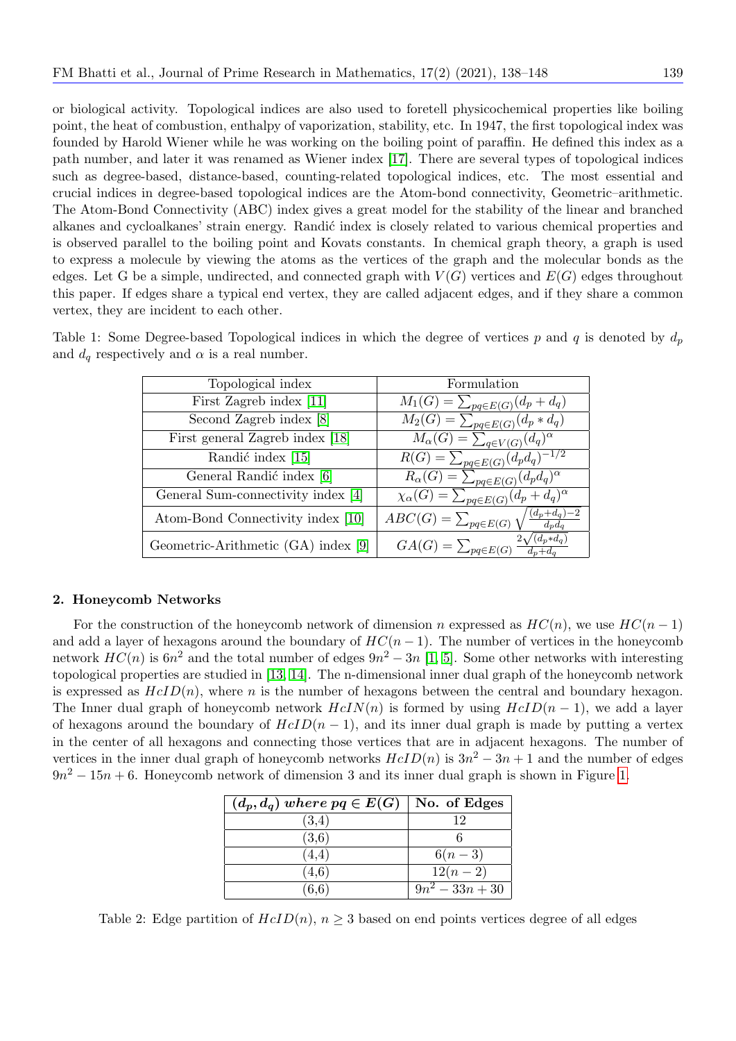or biological activity. Topological indices are also used to foretell physicochemical properties like boiling point, the heat of combustion, enthalpy of vaporization, stability, etc. In 1947, the first topological index was founded by Harold Wiener while he was working on the boiling point of paraffin. He defined this index as a path number, and later it was renamed as Wiener index [17]. There are several types of topological indices such as degree-based, distance-based, counting-related topological indices, etc. The most essential and crucial indices in degree-based topological indices are the Atom-bond connectivity, Geometric–arithmetic. The Atom-Bond Connectivity (ABC) index gives a great model for the stability of the linear and branched alkanes and cycloalkanes' strain energy. Randić index is closely related to various chemical properties and is observed parallel to the boiling point and Kovats constants. In chemical graph theory, a graph is used to express a molecule by viewing the atoms as the vertices of the graph and the molecular bonds as the edges. Let G be a simple, undirected, and connected graph with $V(G)$ vertices and $E(G)$ edges throughout this paper. If edges share a typical end vertex, they are called adjacent edges, and if they share a common vertex, they are incident to each other.

Table 1: Some Degree-based Topological indices in which the degree of vertices $p$ and $q$ is denoted by $d_p$ and $d_q$ respectively and $\alpha$ is a real number.

| Topological index | Formulation |
|---|---|
| First Zagreb index [11] | $M_1(G) = \sum_{pq\in E(G)}(d_p + d_q)$ |
| Second Zagreb index [8] | $M_2(G) = \sum_{pq\in E(G)}(d_p * d_q)$ |
| First general Zagreb index [18] | $M_\alpha(G) = \sum_{q\in V(G)}(d_q)^\alpha$ |
| Randić index [15] | $R(G) = \sum_{pq\in E(G)}(d_p d_q)^{-1/2}$ |
| General Randić index [6] | $R_\alpha(G) = \sum_{pq\in E(G)}(d_p d_q)^\alpha$ |
| General Sum-connectivity index [4] | $\chi_\alpha(G) = \sum_{pq\in E(G)}(d_p + d_q)^\alpha$ |
| Atom-Bond Connectivity index [10] | $ABC(G) = \sum_{pq\in E(G)} \sqrt{\frac{(d_p+d_q)-2}{d_p d_q}}$ |
| Geometric-Arithmetic (GA) index [9] | $GA(G) = \sum_{pq\in E(G)} \frac{2\sqrt{(d_p * d_q)}}{d_p+d_q}$ |

## 2. Honeycomb Networks

For the construction of the honeycomb network of dimension $n$ expressed as $HC(n)$, we use $HC(n-1)$ and add a layer of hexagons around the boundary of $HC(n-1)$. The number of vertices in the honeycomb network $HC(n)$ is $6n^2$ and the total number of edges $9n^2 - 3n$ [1, 5]. Some other networks with interesting topological properties are studied in [13, 14]. The n-dimensional inner dual graph of the honeycomb network is expressed as $HcID(n)$, where $n$ is the number of hexagons between the central and boundary hexagon. The Inner dual graph of honeycomb network $HcIN(n)$ is formed by using $HcID(n-1)$, we add a layer of hexagons around the boundary of $HcID(n-1)$, and its inner dual graph is made by putting a vertex in the center of all hexagons and connecting those vertices that are in adjacent hexagons. The number of vertices in the inner dual graph of honeycomb networks $HcID(n)$ is $3n^2 - 3n + 1$ and the number of edges $9n^2 - 15n + 6$. Honeycomb network of dimension 3 and its inner dual graph is shown in Figure 1.

| $(d_p, d_q)$ *where* $pq \in E(G)$ | **No. of Edges** |
|---|---|
| (3,4) | 12 |
| (3,6) | 6 |
| (4,4) | $6(n-3)$ |
| (4,6) | $12(n-2)$ |
| (6,6) | $9n^2 - 33n + 30$ |

Table 2: Edge partition of $HcID(n)$, $n \geq 3$ based on end points vertices degree of all edges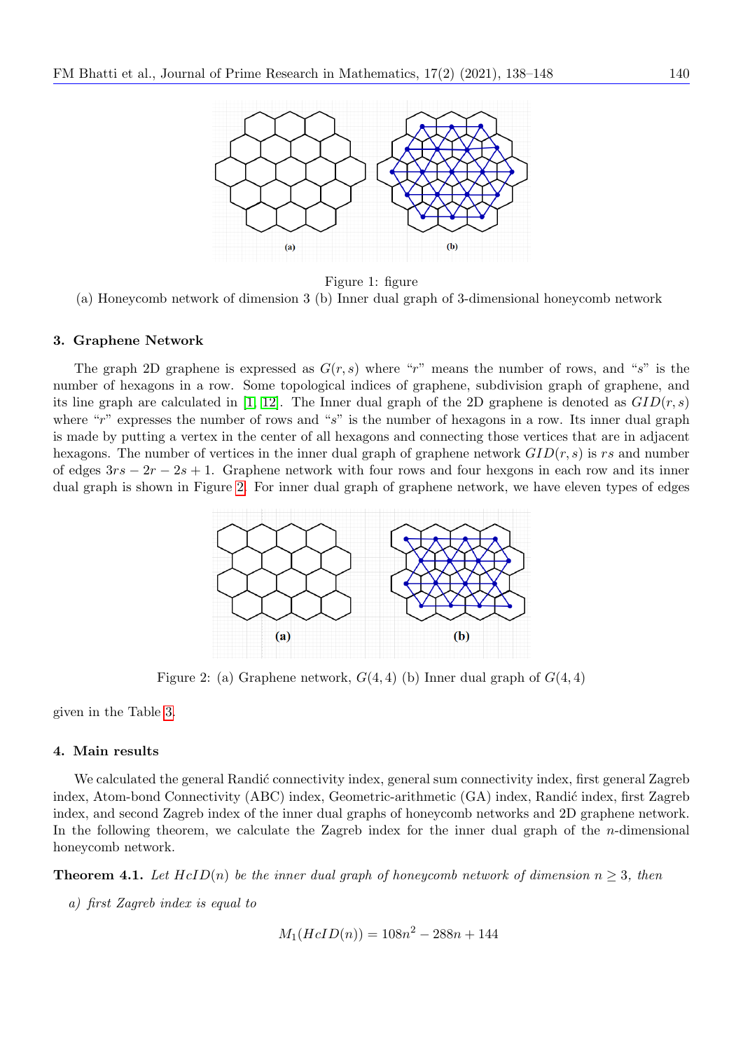Figure 1: figure
(a) Honeycomb network of dimension 3 (b) Inner dual graph of 3-dimensional honeycomb network

### 3. Graphene Network

The graph 2D graphene is expressed as $G(r,s)$ where "$r$" means the number of rows, and "$s$" is the number of hexagons in a row. Some topological indices of graphene, subdivision graph of graphene, and its line graph are calculated in [1, 12]. The Inner dual graph of the 2D graphene is denoted as $GID(r,s)$ where "$r$" expresses the number of rows and "$s$" is the number of hexagons in a row. Its inner dual graph is made by putting a vertex in the center of all hexagons and connecting those vertices that are in adjacent hexagons. The number of vertices in the inner dual graph of graphene network $GID(r,s)$ is $rs$ and number of edges $3rs - 2r - 2s + 1$. Graphene network with four rows and four hexgons in each row and its inner dual graph is shown in Figure 2. For inner dual graph of graphene network, we have eleven types of edges given in the Table 3.

Figure 2: (a) Graphene network, $G(4,4)$ (b) Inner dual graph of $G(4,4)$

### 4. Main results

We calculated the general Randić connectivity index, general sum connectivity index, first general Zagreb index, Atom-bond Connectivity (ABC) index, Geometric-arithmetic (GA) index, Randić index, first Zagreb index, and second Zagreb index of the inner dual graphs of honeycomb networks and 2D graphene network. In the following theorem, we calculate the Zagreb index for the inner dual graph of the $n$-dimensional honeycomb network.

**Theorem 4.1.** *Let $HcID(n)$ be the inner dual graph of honeycomb network of dimension $n \geq 3$, then*

*a) first Zagreb index is equal to*

$$M_1(HcID(n)) = 108n^2 - 288n + 144$$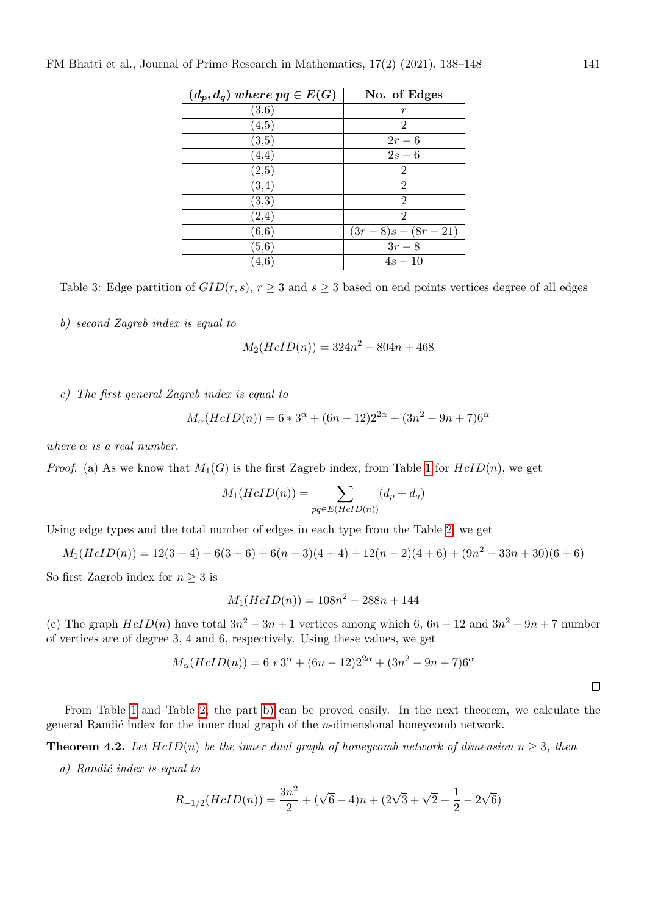| $(d_p, d_q)$ *where* $pq \in E(G)$ | No. of Edges |
|---|---|
| (3,6) | $r$ |
| (4,5) | 2 |
| (3,5) | $2r-6$ |
| (4,4) | $2s-6$ |
| (2,5) | 2 |
| (3,4) | 2 |
| (3,3) | 2 |
| (2,4) | 2 |
| (6,6) | $(3r-8)s-(8r-21)$ |
| (5,6) | $3r-8$ |
| (4,6) | $4s-10$ |

Table 3: Edge partition of $GID(r,s)$, $r \geq 3$ and $s \geq 3$ based on end points vertices degree of all edges

*b) second Zagreb index is equal to*

$$M_2(HcID(n)) = 324n^2 - 804n + 468$$

*c) The first general Zagreb index is equal to*

$$M_\alpha(HcID(n)) = 6 * 3^\alpha + (6n-12)2^{2\alpha} + (3n^2 - 9n + 7)6^\alpha$$

*where $\alpha$ is a real number.*

*Proof.* (a) As we know that $M_1(G)$ is the first Zagreb index, from Table 1 for $HcID(n)$, we get

$$M_1(HcID(n)) = \sum_{pq \in E(HcID(n))} (d_p + d_q)$$

Using edge types and the total number of edges in each type from the Table 2, we get

$$M_1(HcID(n)) = 12(3+4) + 6(3+6) + 6(n-3)(4+4) + 12(n-2)(4+10) + (9n^2 - 33n + 30)(6+6)$$

So first Zagreb index for $n \geq 3$ is

$$M_1(HcID(n)) = 108n^2 - 288n + 144$$

(c) The graph $HcID(n)$ have total $3n^2 - 3n + 1$ vertices among which 6, $6n-12$ and $3n^2 - 9n + 7$ number of vertices are of degree 3, 4 and 6, respectively. Using these values, we get

$$M_\alpha(HcID(n)) = 6 * 3^\alpha + (6n-12)2^{2\alpha} + (3n^2 - 9n + 7)6^\alpha$$

□

From Table 1 and Table 2, the part b) can be proved easily. In the next theorem, we calculate the general Randić index for the inner dual graph of the $n$-dimensional honeycomb network.

**Theorem 4.2.** *Let $HcID(n)$ be the inner dual graph of honeycomb network of dimension $n \geq 3$, then*

*a) Randić index is equal to*

$$R_{-1/2}(HcID(n)) = \frac{3n^2}{2} + (\sqrt{6} - 4)n + (2\sqrt{3} + \sqrt{2} + \frac{1}{2} - 2\sqrt{6})$$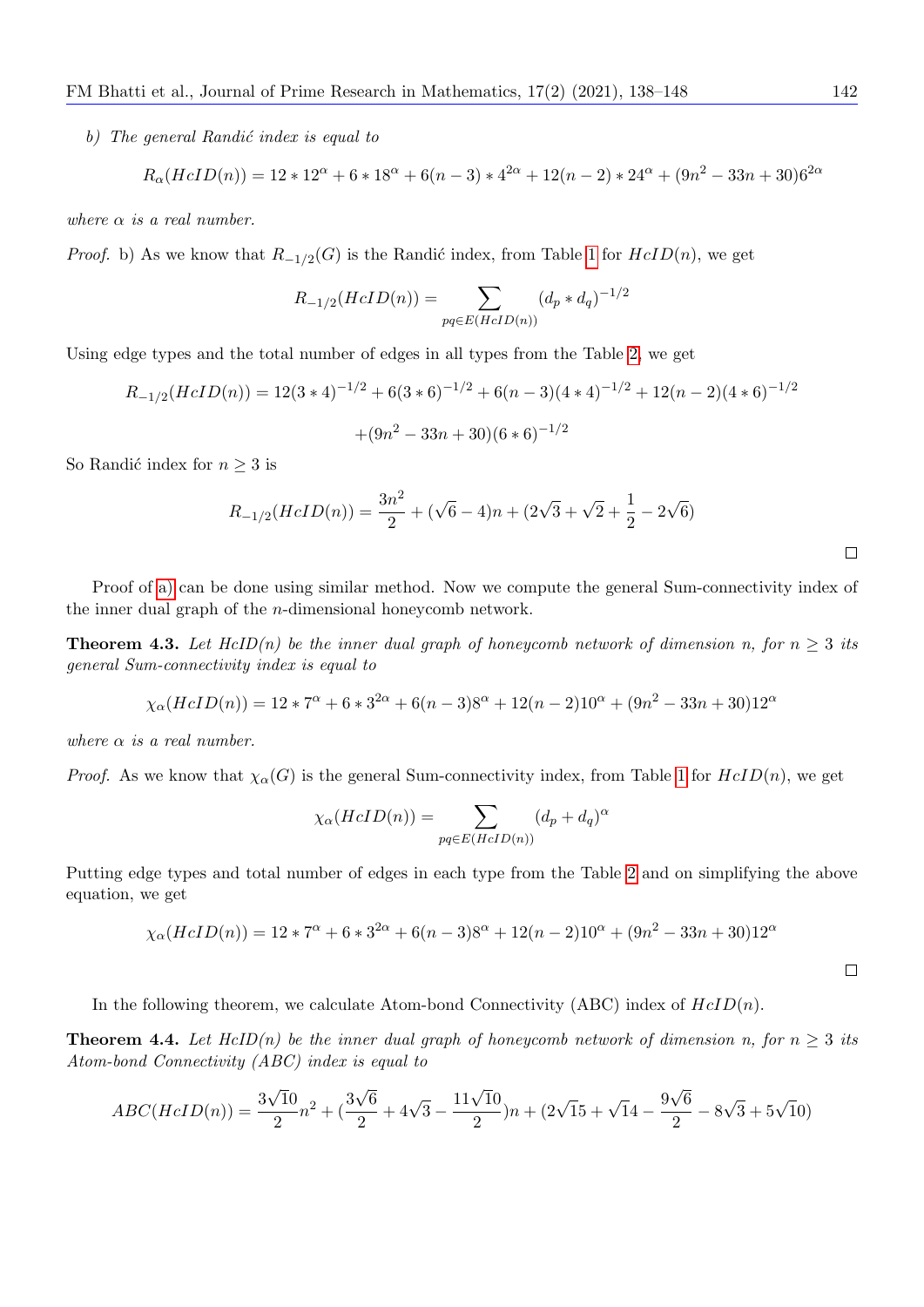*b) The general Randić index is equal to*

$$R_\alpha(HcID(n)) = 12 * 12^\alpha + 6 * 18^\alpha + 6(n-3) * 4^{2\alpha} + 12(n-2) * 24^\alpha + (9n^2 - 33n + 30)6^{2\alpha}$$

*where $\alpha$ is a real number.*

*Proof.* b) As we know that $R_{-1/2}(G)$ is the Randić index, from Table 1 for $HcID(n)$, we get

$$R_{-1/2}(HcID(n)) = \sum_{pq \in E(HcID(n))} (d_p * d_q)^{-1/2}$$

Using edge types and the total number of edges in all types from the Table 2, we get

$$R_{-1/2}(HcID(n)) = 12(3*4)^{-1/2} + 6(3*6)^{-1/2} + 6(n-3)(4*4)^{-1/2} + 12(n-2)(4*6)^{-1/2}$$

$$+(9n^2 - 33n + 30)(6*6)^{-1/2}$$

So Randić index for $n \geq 3$ is

$$R_{-1/2}(HcID(n)) = \frac{3n^2}{2} + (\sqrt{6} - 4)n + (2\sqrt{3} + \sqrt{2} + \frac{1}{2} - 2\sqrt{6})$$

□

Proof of a) can be done using similar method. Now we compute the general Sum-connectivity index of the inner dual graph of the $n$-dimensional honeycomb network.

**Theorem 4.3.** *Let HcID(n) be the inner dual graph of honeycomb network of dimension n, for $n \geq 3$ its general Sum-connectivity index is equal to*

$$\chi_\alpha(HcID(n)) = 12 * 7^\alpha + 6 * 3^{2\alpha} + 6(n-3)8^\alpha + 12(n-2)10^\alpha + (9n^2 - 33n + 30)12^\alpha$$

*where $\alpha$ is a real number.*

*Proof.* As we know that $\chi_\alpha(G)$ is the general Sum-connectivity index, from Table 1 for $HcID(n)$, we get

$$\chi_\alpha(HcID(n)) = \sum_{pq \in E(HcID(n))} (d_p + d_q)^\alpha$$

Putting edge types and total number of edges in each type from the Table 2 and on simplifying the above equation, we get

$$\chi_\alpha(HcID(n)) = 12 * 7^\alpha + 6 * 3^{2\alpha} + 6(n-3)8^\alpha + 12(n-2)10^\alpha + (9n^2 - 33n + 30)12^\alpha$$

□

In the following theorem, we calculate Atom-bond Connectivity (ABC) index of $HcID(n)$.

**Theorem 4.4.** *Let HcID(n) be the inner dual graph of honeycomb network of dimension n, for $n \geq 3$ its Atom-bond Connectivity (ABC) index is equal to*

$$ABC(HcID(n)) = \frac{3\sqrt{10}}{2}n^2 + (\frac{3\sqrt{6}}{2} + 4\sqrt{3} - \frac{11\sqrt{10}}{2})n + (2\sqrt{15} + \sqrt{14} - \frac{9\sqrt{6}}{2} - 8\sqrt{3} + 5\sqrt{10})$$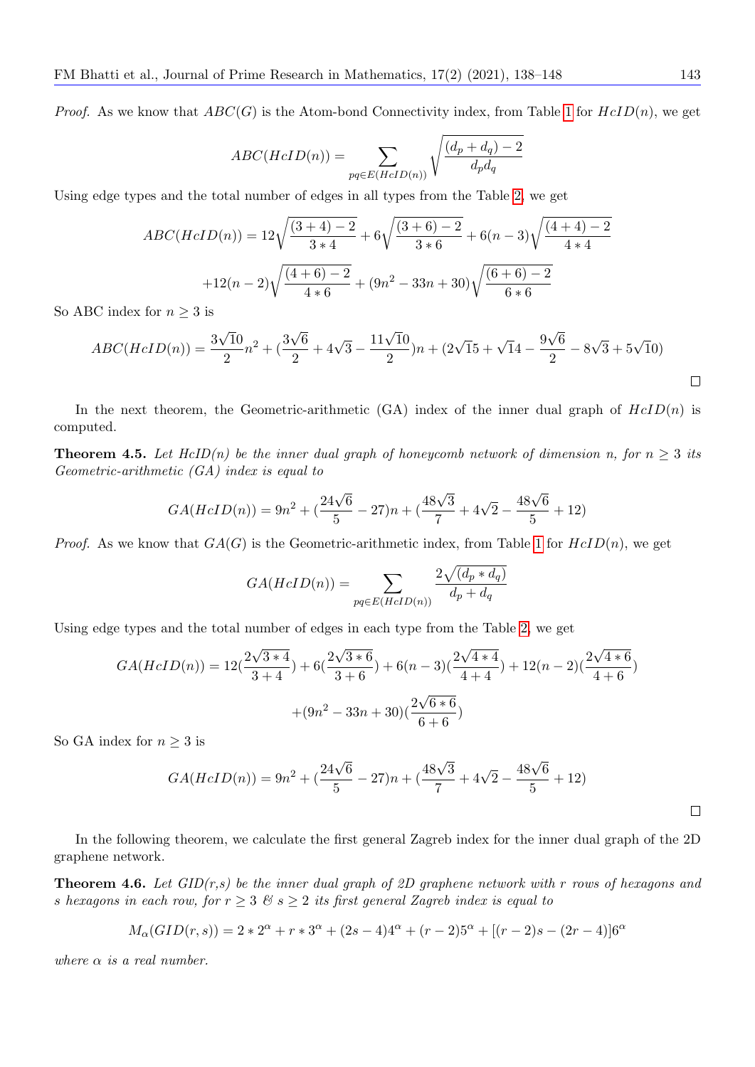*Proof.* As we know that $ABC(G)$ is the Atom-bond Connectivity index, from Table 1 for $HcID(n)$, we get

$$ABC(HcID(n)) = \sum_{pq \in E(HcID(n))} \sqrt{\frac{(d_p + d_q) - 2}{d_p d_q}}$$

Using edge types and the total number of edges in all types from the Table 2, we get

$$ABC(HcID(n)) = 12\sqrt{\frac{(3+4)-2}{3*4}} + 6\sqrt{\frac{(3+6)-2}{3*6}} + 6(n-3)\sqrt{\frac{(4+4)-2}{4*4}}$$

$$+12(n-2)\sqrt{\frac{(4+6)-2}{4*6}} + (9n^2 - 33n + 30)\sqrt{\frac{(6+6)-2}{6*6}}$$

So ABC index for $n \geq 3$ is

$$ABC(HcID(n)) = \frac{3\sqrt{10}}{2}n^2 + (\frac{3\sqrt{6}}{2} + 4\sqrt{3} - \frac{11\sqrt{10}}{2})n + (2\sqrt{15} + \sqrt{14} - \frac{9\sqrt{6}}{2} - 8\sqrt{3} + 5\sqrt{10})$$

□

In the next theorem, the Geometric-arithmetic (GA) index of the inner dual graph of $HcID(n)$ is computed.

**Theorem 4.5.** *Let HcID(n) be the inner dual graph of honeycomb network of dimension n, for $n \geq 3$ its Geometric-arithmetic (GA) index is equal to*

$$GA(HcID(n)) = 9n^2 + (\frac{24\sqrt{6}}{5} - 27)n + (\frac{48\sqrt{3}}{7} + 4\sqrt{2} - \frac{48\sqrt{6}}{5} + 12)$$

*Proof.* As we know that $GA(G)$ is the Geometric-arithmetic index, from Table 1 for $HcID(n)$, we get

$$GA(HcID(n)) = \sum_{pq \in E(HcID(n))} \frac{2\sqrt{(d_p * d_q)}}{d_p + d_q}$$

Using edge types and the total number of edges in each type from the Table 2, we get

$$GA(HcID(n)) = 12(\frac{2\sqrt{3*4}}{3+4}) + 6(\frac{2\sqrt{3*6}}{3+6}) + 6(n-3)(\frac{2\sqrt{4*4}}{4+4}) + 12(n-2)(\frac{2\sqrt{4*6}}{4+6})$$

$$+(9n^2 - 33n + 30)(\frac{2\sqrt{6*6}}{6+6})$$

So GA index for $n \geq 3$ is

$$GA(HcID(n)) = 9n^2 + (\frac{24\sqrt{6}}{5} - 27)n + (\frac{48\sqrt{3}}{7} + 4\sqrt{2} - \frac{48\sqrt{6}}{5} + 12)$$

□

In the following theorem, we calculate the first general Zagreb index for the inner dual graph of the 2D graphene network.

**Theorem 4.6.** *Let GID(r,s) be the inner dual graph of 2D graphene network with r rows of hexagons and s hexagons in each row, for $r \geq 3$ & $s \geq 2$ its first general Zagreb index is equal to*

$$M_\alpha(GID(r,s)) = 2 * 2^\alpha + r * 3^\alpha + (2s-4)4^\alpha + (r-2)5^\alpha + [(r-2)s - (2r-4)]6^\alpha$$

*where $\alpha$ is a real number.*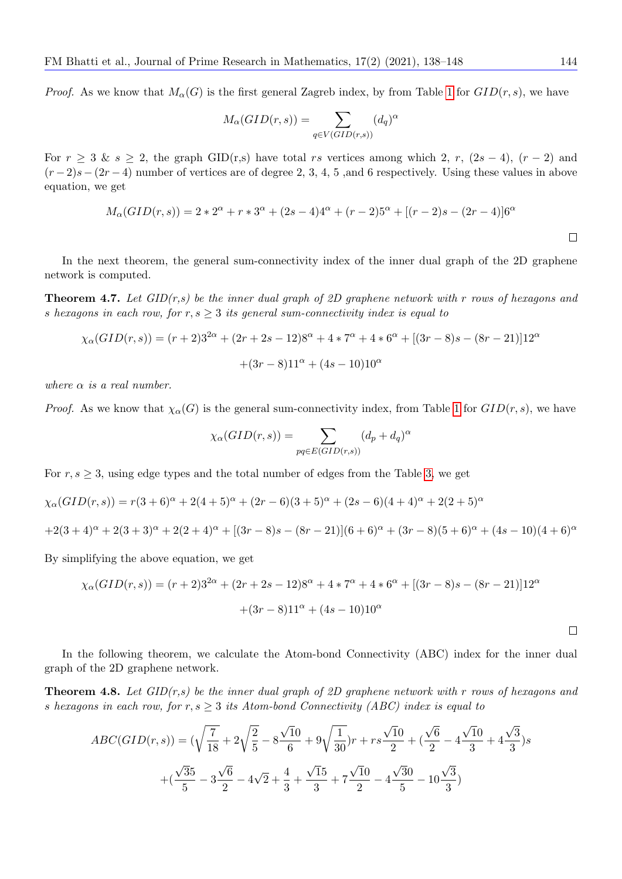*Proof.* As we know that $M_\alpha(G)$ is the first general Zagreb index, by from Table 1 for $GID(r,s)$, we have

$$M_\alpha(GID(r,s)) = \sum_{q\in V(GID(r,s))} (d_q)^\alpha$$

For $r \geq 3$ & $s \geq 2$, the graph GID(r,s) have total $rs$ vertices among which 2, $r$, $(2s-4)$, $(r-2)$ and $(r-2)s-(2r-4)$ number of vertices are of degree 2, 3, 4, 5 ,and 6 respectively. Using these values in above equation, we get

$$M_\alpha(GID(r,s)) = 2*2^\alpha + r*3^\alpha + (2s-4)4^\alpha + (r-2)5^\alpha + [(r-2)s-(2r-4)]6^\alpha$$

□

In the next theorem, the general sum-connectivity index of the inner dual graph of the 2D graphene network is computed.

**Theorem 4.7.** *Let GID(r,s) be the inner dual graph of 2D graphene network with $r$ rows of hexagons and $s$ hexagons in each row, for $r,s \geq 3$ its general sum-connectivity index is equal to*

$$\chi_\alpha(GID(r,s)) = (r+2)3^{2\alpha} + (2r+2s-12)8^\alpha + 4*7^\alpha + 4*6^\alpha + [(3r-8)s-(8r-21)]12^\alpha$$
$$+(3r-8)11^\alpha + (4s-10)10^\alpha$$

*where $\alpha$ is a real number.*

*Proof.* As we know that $\chi_\alpha(G)$ is the general sum-connectivity index, from Table 1 for $GID(r,s)$, we have

$$\chi_\alpha(GID(r,s)) = \sum_{pq\in E(GID(r,s))} (d_p+d_q)^\alpha$$

For $r,s \geq 3$, using edge types and the total number of edges from the Table 3, we get

$$\chi_\alpha(GID(r,s)) = r(3+6)^\alpha + 2(4+5)^\alpha + (2r-6)(3+5)^\alpha + (2s-6)(4+4)^\alpha + 2(2+5)^\alpha$$

$$+2(3+4)^\alpha + 2(3+3)^\alpha + 2(2+4)^\alpha + [(3r-8)s-(8r-21)](6+6)^\alpha + (3r-8)(5+6)^\alpha + (4s-10)(4+6)^\alpha$$

By simplifying the above equation, we get

$$\chi_\alpha(GID(r,s)) = (r+2)3^{2\alpha} + (2r+2s-12)8^\alpha + 4*7^\alpha + 4*6^\alpha + [(3r-8)s-(8r-21)]12^\alpha$$
$$+(3r-8)11^\alpha + (4s-10)10^\alpha$$

□

In the following theorem, we calculate the Atom-bond Connectivity (ABC) index for the inner dual graph of the 2D graphene network.

**Theorem 4.8.** *Let GID(r,s) be the inner dual graph of 2D graphene network with $r$ rows of hexagons and $s$ hexagons in each row, for $r,s \geq 3$ its Atom-bond Connectivity (ABC) index is equal to*

$$ABC(GID(r,s)) = \left(\sqrt{\frac{7}{18}} + 2\sqrt{\frac{2}{5}} - 8\frac{\sqrt{10}}{6} + 9\sqrt{\frac{1}{30}}\right)r + rs\frac{\sqrt{10}}{2} + \left(\frac{\sqrt{6}}{2} - 4\frac{\sqrt{10}}{3} + 4\frac{\sqrt{3}}{3}\right)s$$
$$+\left(\frac{\sqrt{35}}{5} - 3\frac{\sqrt{6}}{2} - 4\sqrt{2} + \frac{4}{3} + \frac{\sqrt{15}}{3} + 7\frac{\sqrt{10}}{2} - 4\frac{\sqrt{30}}{5} - 10\frac{\sqrt{3}}{3}\right)$$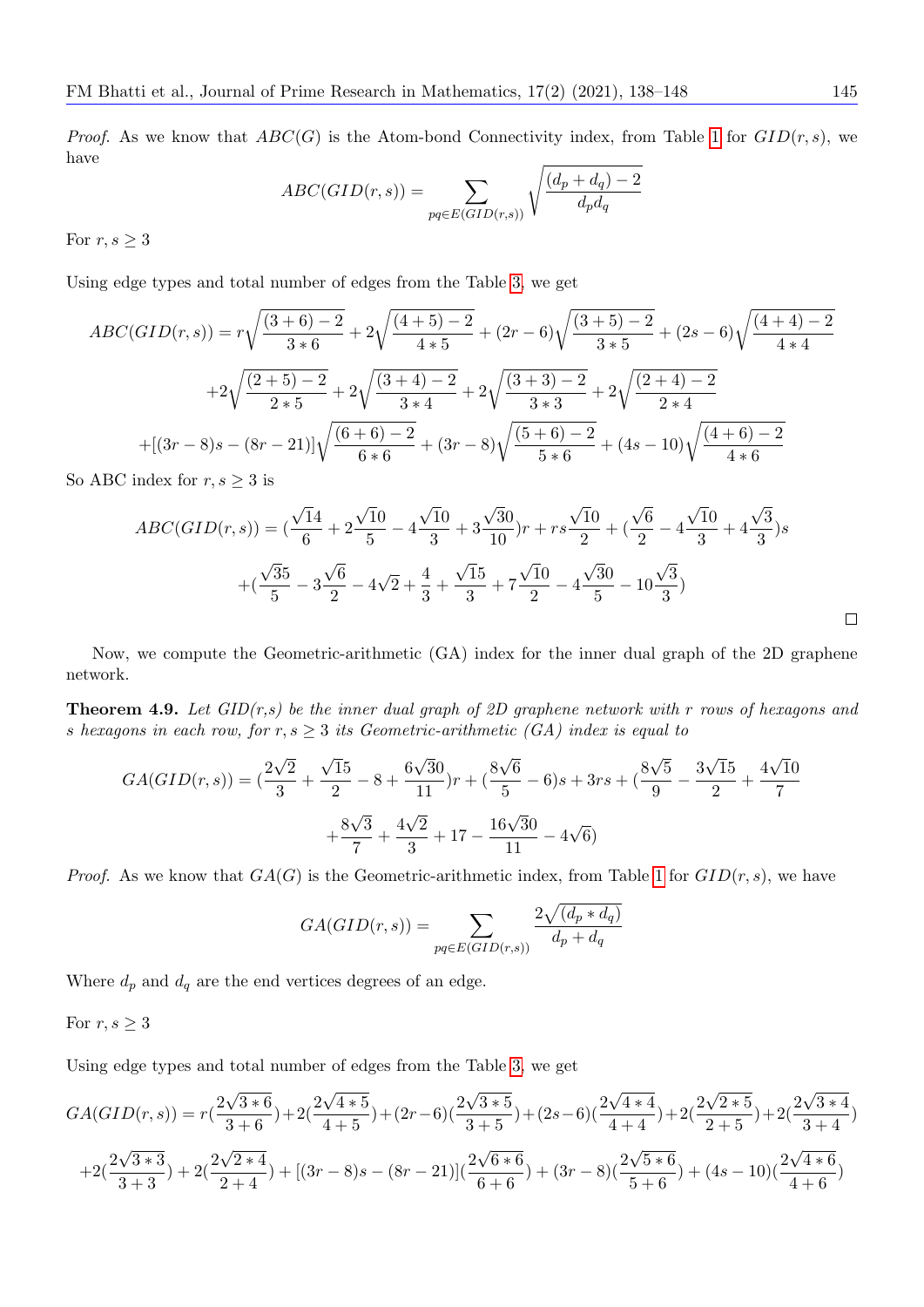*Proof.* As we know that $ABC(G)$ is the Atom-bond Connectivity index, from Table 1 for $GID(r,s)$, we have

$$ABC(GID(r,s)) = \sum_{pq \in E(GID(r,s))} \sqrt{\frac{(d_p + d_q) - 2}{d_p d_q}}$$

For $r, s \geq 3$

Using edge types and total number of edges from the Table 3, we get

$$ABC(GID(r,s)) = r\sqrt{\frac{(3+6)-2}{3*6}} + 2\sqrt{\frac{(4+5)-2}{4*5}} + (2r-6)\sqrt{\frac{(3+5)-2}{3*5}} + (2s-6)\sqrt{\frac{(4+4)-2}{4*4}}$$

$$+2\sqrt{\frac{(2+5)-2}{2*5}} + 2\sqrt{\frac{(3+4)-2}{3*4}} + 2\sqrt{\frac{(3+3)-2}{3*3}} + 2\sqrt{\frac{(2+4)-2}{2*4}}$$

$$+[(3r-8)s-(8r-21)]\sqrt{\frac{(6+6)-2}{6*6}} + (3r-8)\sqrt{\frac{(5+6)-2}{5*6}} + (4s-10)\sqrt{\frac{(4+6)-2}{4*6}}$$

So ABC index for $r, s \geq 3$ is

$$ABC(GID(r,s)) = (\frac{\sqrt{14}}{6} + 2\frac{\sqrt{10}}{5} - 4\frac{\sqrt{10}}{3} + 3\frac{\sqrt{30}}{10})r + rs\frac{\sqrt{10}}{2} + (\frac{\sqrt{6}}{2} - 4\frac{\sqrt{10}}{3} + 4\frac{\sqrt{3}}{3})s$$

$$+(\frac{\sqrt{35}}{5} - 3\frac{\sqrt{6}}{2} - 4\sqrt{2} + \frac{4}{3} + \frac{\sqrt{15}}{3} + 7\frac{\sqrt{10}}{2} - 4\frac{\sqrt{30}}{5} - 10\frac{\sqrt{3}}{3})$$

□

Now, we compute the Geometric-arithmetic (GA) index for the inner dual graph of the 2D graphene network.

**Theorem 4.9.** *Let GID(r,s) be the inner dual graph of 2D graphene network with r rows of hexagons and s hexagons in each row, for $r, s \geq 3$ its Geometric-arithmetic (GA) index is equal to*

$$GA(GID(r,s)) = (\frac{2\sqrt{2}}{3} + \frac{\sqrt{15}}{2} - 8 + \frac{6\sqrt{30}}{11})r + (\frac{8\sqrt{6}}{5} - 6)s + 3rs + (\frac{8\sqrt{5}}{9} - \frac{3\sqrt{15}}{2} + \frac{4\sqrt{10}}{7}$$

$$+\frac{8\sqrt{3}}{7} + \frac{4\sqrt{2}}{3} + 17 - \frac{16\sqrt{30}}{11} - 4\sqrt{6})$$

*Proof.* As we know that $GA(G)$ is the Geometric-arithmetic index, from Table 1 for $GID(r,s)$, we have

$$GA(GID(r,s)) = \sum_{pq \in E(GID(r,s))} \frac{2\sqrt{(d_p * d_q)}}{d_p + d_q}$$

Where $d_p$ and $d_q$ are the end vertices degrees of an edge.

For $r, s \geq 3$

Using edge types and total number of edges from the Table 3, we get

$$GA(GID(r,s)) = r(\frac{2\sqrt{3*6}}{3+6}) + 2(\frac{2\sqrt{4*5}}{4+5}) + (2r-6)(\frac{2\sqrt{3*5}}{3+5}) + (2s-6)(\frac{2\sqrt{4*4}}{4+4}) + 2(\frac{2\sqrt{2*5}}{2+5}) + 2(\frac{2\sqrt{3*4}}{3+4})$$

$$+2(\frac{2\sqrt{3*3}}{3+3}) + 2(\frac{2\sqrt{2*4}}{2+4}) + [(3r-8)s-(8r-21)](\frac{2\sqrt{6*6}}{6+6}) + (3r-8)(\frac{2\sqrt{5*6}}{5+6}) + (4s-10)(\frac{2\sqrt{4*6}}{4+6})$$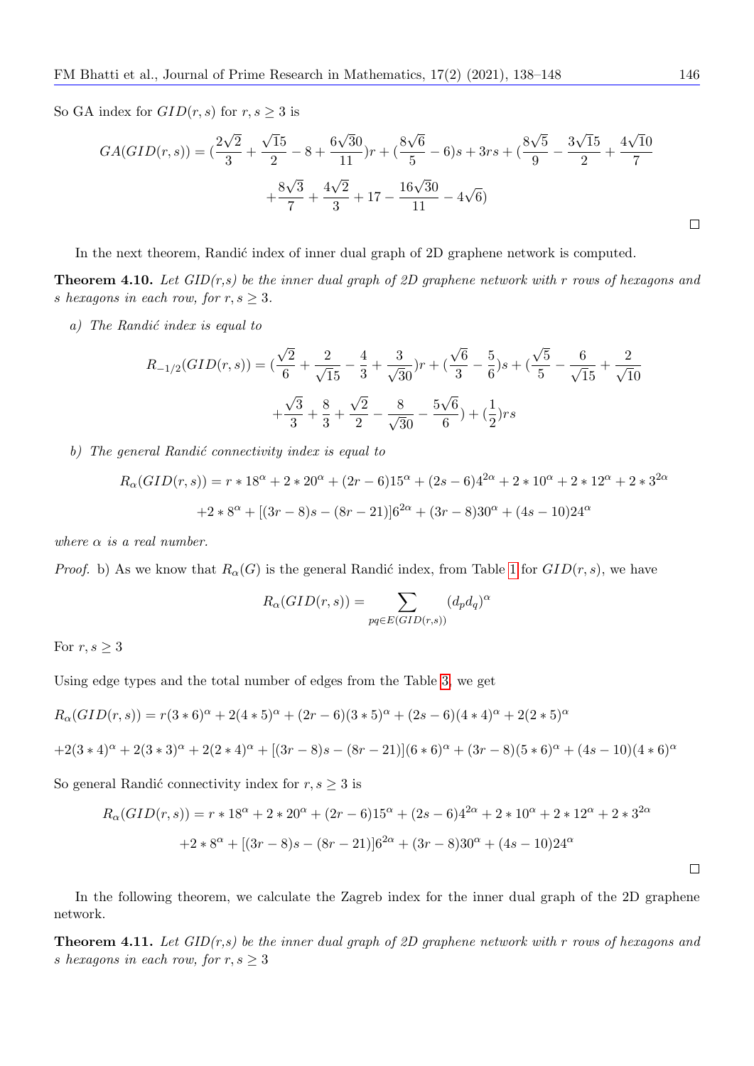So GA index for $GID(r,s)$ for $r, s \geq 3$ is

$$GA(GID(r,s)) = (\frac{2\sqrt{2}}{3} + \frac{\sqrt{15}}{2} - 8 + \frac{6\sqrt{30}}{11})r + (\frac{8\sqrt{6}}{5} - 6)s + 3rs + (\frac{8\sqrt{5}}{9} - \frac{3\sqrt{15}}{2} + \frac{4\sqrt{10}}{7}$$
$$+ \frac{8\sqrt{3}}{7} + \frac{4\sqrt{2}}{3} + 17 - \frac{16\sqrt{30}}{11} - 4\sqrt{6})$$

□

In the next theorem, Randić index of inner dual graph of 2D graphene network is computed.

**Theorem 4.10.** *Let GID(r,s) be the inner dual graph of 2D graphene network with r rows of hexagons and s hexagons in each row, for $r, s \geq 3$.*

*a) The Randić index is equal to*

$$R_{-1/2}(GID(r,s)) = (\frac{\sqrt{2}}{6} + \frac{2}{\sqrt{15}} - \frac{4}{3} + \frac{3}{\sqrt{30}})r + (\frac{\sqrt{6}}{3} - \frac{5}{6})s + (\frac{\sqrt{5}}{5} - \frac{6}{\sqrt{15}} + \frac{2}{\sqrt{10}}$$
$$+ \frac{\sqrt{3}}{3} + \frac{8}{3} + \frac{\sqrt{2}}{2} - \frac{8}{\sqrt{30}} - \frac{5\sqrt{6}}{6}) + (\frac{1}{2})rs$$

*b) The general Randić connectivity index is equal to*

$$R_\alpha(GID(r,s)) = r * 18^\alpha + 2 * 20^\alpha + (2r-6)15^\alpha + (2s-6)4^{2\alpha} + 2 * 10^\alpha + 2 * 12^\alpha + 2 * 3^{2\alpha}$$
$$+ 2 * 8^\alpha + [(3r-8)s - (8r-21)]6^{2\alpha} + (3r-8)30^\alpha + (4s-10)24^\alpha$$

*where $\alpha$ is a real number.*

*Proof.* b) As we know that $R_\alpha(G)$ is the general Randić index, from Table 1 for $GID(r,s)$, we have

$$R_\alpha(GID(r,s)) = \sum_{pq \in E(GID(r,s))} (d_p d_q)^\alpha$$

For $r, s \geq 3$

Using edge types and the total number of edges from the Table 3, we get

$$R_\alpha(GID(r,s)) = r(3*6)^\alpha + 2(4*5)^\alpha + (2r-6)(3*5)^\alpha + (2s-6)(4*4)^\alpha + 2(2*5)^\alpha$$

$$+ 2(3*4)^\alpha + 2(3*3)^\alpha + 2(2*4)^\alpha + [(3r-8)s - (8r-21)](6*6)^\alpha + (3r-8)(5*6)^\alpha + (4s-10)(4*6)^\alpha$$

So general Randić connectivity index for $r, s \geq 3$ is

$$R_\alpha(GID(r,s)) = r * 18^\alpha + 2 * 20^\alpha + (2r-6)15^\alpha + (2s-6)4^{2\alpha} + 2 * 10^\alpha + 2 * 12^\alpha + 2 * 3^{2\alpha}$$
$$+ 2 * 8^\alpha + [(3r-8)s - (8r-21)]6^{2\alpha} + (3r-8)30^\alpha + (4s-10)24^\alpha$$

□

In the following theorem, we calculate the Zagreb index for the inner dual graph of the 2D graphene network.

**Theorem 4.11.** *Let GID(r,s) be the inner dual graph of 2D graphene network with r rows of hexagons and s hexagons in each row, for $r, s \geq 3$*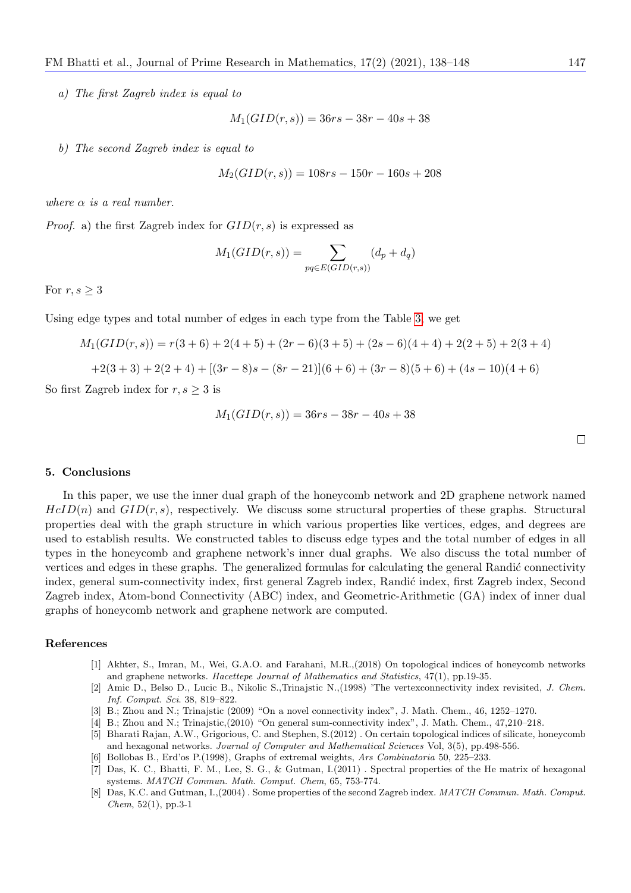*a) The first Zagreb index is equal to*

$$M_1(GID(r,s)) = 36rs - 38r - 40s + 38$$

*b) The second Zagreb index is equal to*

$$M_2(GID(r,s)) = 108rs - 150r - 160s + 208$$

*where $\alpha$ is a real number.*

*Proof.* a) the first Zagreb index for $GID(r,s)$ is expressed as

$$M_1(GID(r,s)) = \sum_{pq \in E(GID(r,s))} (d_p + d_q)$$

For $r, s \geq 3$

Using edge types and total number of edges in each type from the Table 3, we get

$$M_1(GID(r,s)) = r(3+6) + 2(4+5) + (2r-6)(3+5) + (2s-6)(4+4) + 2(2+5) + 2(3+4)$$

$$+2(3+3) + 2(2+4) + [(3r-8)s - (8r-21)](6+6) + (3r-8)(5+6) + (4s-10)(4+6)$$

So first Zagreb index for $r, s \geq 3$ is

$$M_1(GID(r,s)) = 36rs - 38r - 40s + 38$$

□

## 5. Conclusions

In this paper, we use the inner dual graph of the honeycomb network and 2D graphene network named $HcID(n)$ and $GID(r,s)$, respectively. We discuss some structural properties of these graphs. Structural properties deal with the graph structure in which various properties like vertices, edges, and degrees are used to establish results. We constructed tables to discuss edge types and the total number of edges in all types in the honeycomb and graphene network's inner dual graphs. We also discuss the total number of vertices and edges in these graphs. The generalized formulas for calculating the general Randić connectivity index, general sum-connectivity index, first general Zagreb index, Randić index, first Zagreb index, Second Zagreb index, Atom-bond Connectivity (ABC) index, and Geometric-Arithmetic (GA) index of inner dual graphs of honeycomb network and graphene network are computed.

## References

[1] Akhter, S., Imran, M., Wei, G.A.O. and Farahani, M.R.,(2018) On topological indices of honeycomb networks and graphene networks. *Hacettepe Journal of Mathematics and Statistics*, 47(1), pp.19-35.

[2] Amic D., Belso D., Lucic B., Nikolic S.,Trinajstic N.,(1998) 'The vertexconnectivity index revisited, *J. Chem. Inf. Comput. Sci*. 38, 819–822.

[3] B.; Zhou and N.; Trinajstic (2009) "On a novel connectivity index", J. Math. Chem., 46, 1252–1270.

[4] B.; Zhou and N.; Trinajstic,(2010) "On general sum-connectivity index", J. Math. Chem., 47,210–218.

[5] Bharati Rajan, A.W., Grigorious, C. and Stephen, S.(2012) . On certain topological indices of silicate, honeycomb and hexagonal networks. *Journal of Computer and Mathematical Sciences* Vol, 3(5), pp.498-556.

[6] Bollobas B., Erd'os P.(1998), Graphs of extremal weights, *Ars Combinatoria* 50, 225–233.

[7] Das, K. C., Bhatti, F. M., Lee, S. G., & Gutman, I.(2011) . Spectral properties of the He matrix of hexagonal systems. *MATCH Commun. Math. Comput. Chem*, 65, 753-774.

[8] Das, K.C. and Gutman, I.,(2004) . Some properties of the second Zagreb index. *MATCH Commun. Math. Comput. Chem*, 52(1), pp.3-1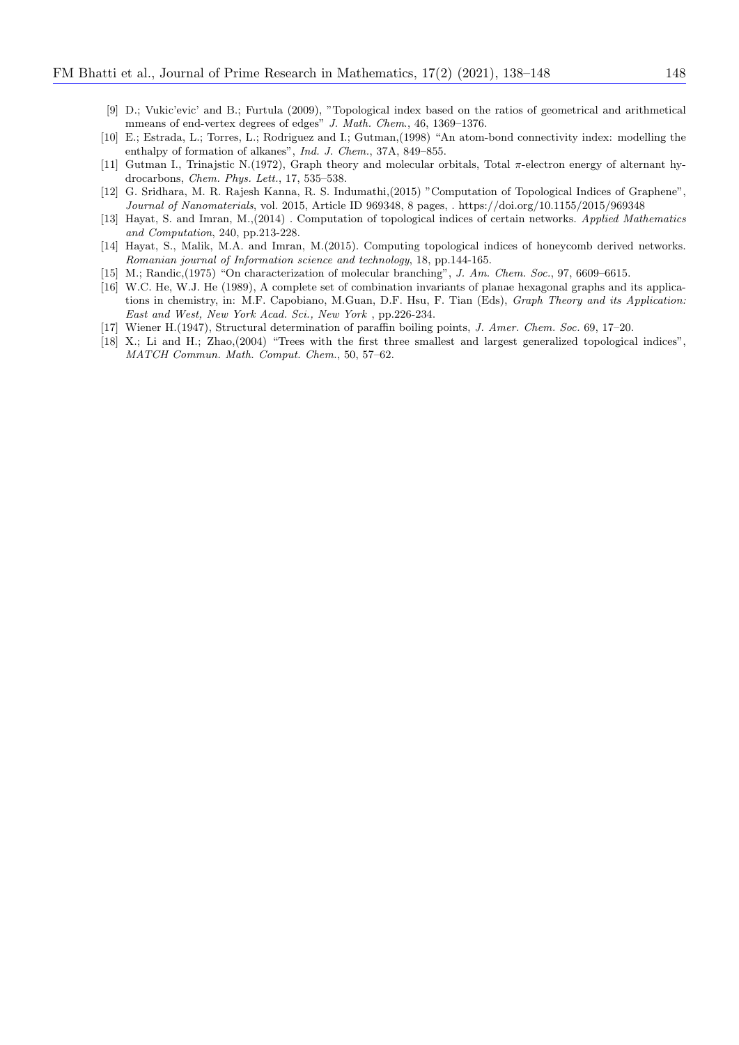[9] D.; Vukic'evic' and B.; Furtula (2009), "Topological index based on the ratios of geometrical and arithmetical mmeans of end-vertex degrees of edges" *J. Math. Chem.*, 46, 1369–1376.

[10] E.; Estrada, L.; Torres, L.; Rodriguez and I.; Gutman,(1998) "An atom-bond connectivity index: modelling the enthalpy of formation of alkanes", *Ind. J. Chem.*, 37A, 849–855.

[11] Gutman I., Trinajstic N.(1972), Graph theory and molecular orbitals, Total $\pi$-electron energy of alternant hydrocarbons, *Chem. Phys. Lett.*, 17, 535–538.

[12] G. Sridhara, M. R. Rajesh Kanna, R. S. Indumathi,(2015) "Computation of Topological Indices of Graphene", *Journal of Nanomaterials*, vol. 2015, Article ID 969348, 8 pages, . https://doi.org/10.1155/2015/969348

[13] Hayat, S. and Imran, M.,(2014) . Computation of topological indices of certain networks. *Applied Mathematics and Computation*, 240, pp.213-228.

[14] Hayat, S., Malik, M.A. and Imran, M.(2015). Computing topological indices of honeycomb derived networks. *Romanian journal of Information science and technology*, 18, pp.144-165.

[15] M.; Randic,(1975) "On characterization of molecular branching", *J. Am. Chem. Soc.*, 97, 6609–6615.

[16] W.C. He, W.J. He (1989), A complete set of combination invariants of planae hexagonal graphs and its applications in chemistry, in: M.F. Capobiano, M.Guan, D.F. Hsu, F. Tian (Eds), *Graph Theory and its Application: East and West, New York Acad. Sci., New York* , pp.226-234.

[17] Wiener H.(1947), Structural determination of paraffin boiling points, *J. Amer. Chem. Soc.* 69, 17–20.

[18] X.; Li and H.; Zhao,(2004) "Trees with the first three smallest and largest generalized topological indices", *MATCH Commun. Math. Comput. Chem.*, 50, 57–62.